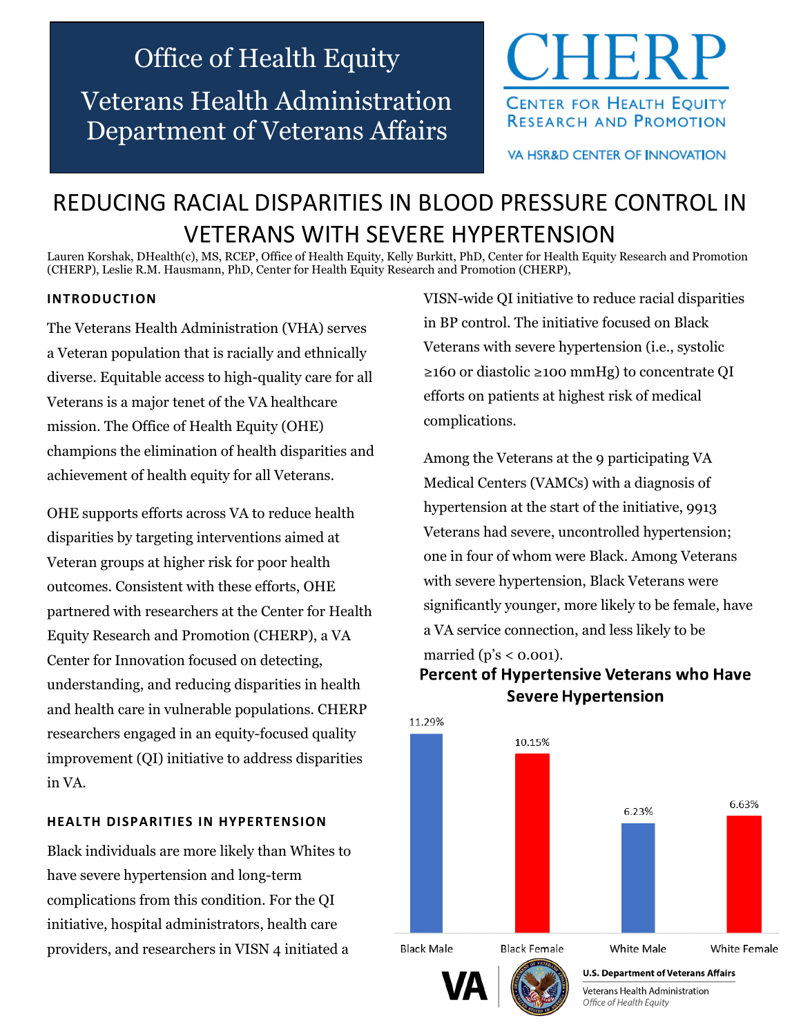Office of Health Equity

Veterans Health Administration
Department of Veterans Affairs

CHERP
Center for Health Equity Research and Promotion
VA HSR&D Center of Innovation

# REDUCING RACIAL DISPARITIES IN BLOOD PRESSURE CONTROL IN VETERANS WITH SEVERE HYPERTENSION

Lauren Korshak, DHealth(c), MS, RCEP, Office of Health Equity, Kelly Burkitt, PhD, Center for Health Equity Research and Promotion (CHERP), Leslie R.M. Hausmann, PhD, Center for Health Equity Research and Promotion (CHERP),

## INTRODUCTION

The Veterans Health Administration (VHA) serves a Veteran population that is racially and ethnically diverse. Equitable access to high-quality care for all Veterans is a major tenet of the VA healthcare mission. The Office of Health Equity (OHE) champions the elimination of health disparities and achievement of health equity for all Veterans.

OHE supports efforts across VA to reduce health disparities by targeting interventions aimed at Veteran groups at higher risk for poor health outcomes. Consistent with these efforts, OHE partnered with researchers at the Center for Health Equity Research and Promotion (CHERP), a VA Center for Innovation focused on detecting, understanding, and reducing disparities in health and health care in vulnerable populations. CHERP researchers engaged in an equity-focused quality improvement (QI) initiative to address disparities in VA.

## HEALTH DISPARITIES IN HYPERTENSION

Black individuals are more likely than Whites to have severe hypertension and long-term complications from this condition. For the QI initiative, hospital administrators, health care providers, and researchers in VISN 4 initiated a VISN-wide QI initiative to reduce racial disparities in BP control. The initiative focused on Black Veterans with severe hypertension (i.e., systolic ≥160 or diastolic ≥100 mmHg) to concentrate QI efforts on patients at highest risk of medical complications.

Among the Veterans at the 9 participating VA Medical Centers (VAMCs) with a diagnosis of hypertension at the start of the initiative, 9913 Veterans had severe, uncontrolled hypertension; one in four of whom were Black. Among Veterans with severe hypertension, Black Veterans were significantly younger, more likely to be female, have a VA service connection, and less likely to be married (p's < 0.001).

**Percent of Hypertensive Veterans who Have Severe Hypertension**

| Group | Percent |
|---|---|
| Black Male | 11.29% |
| Black Female | 10.15% |
| White Male | 6.23% |
| White Female | 6.63% |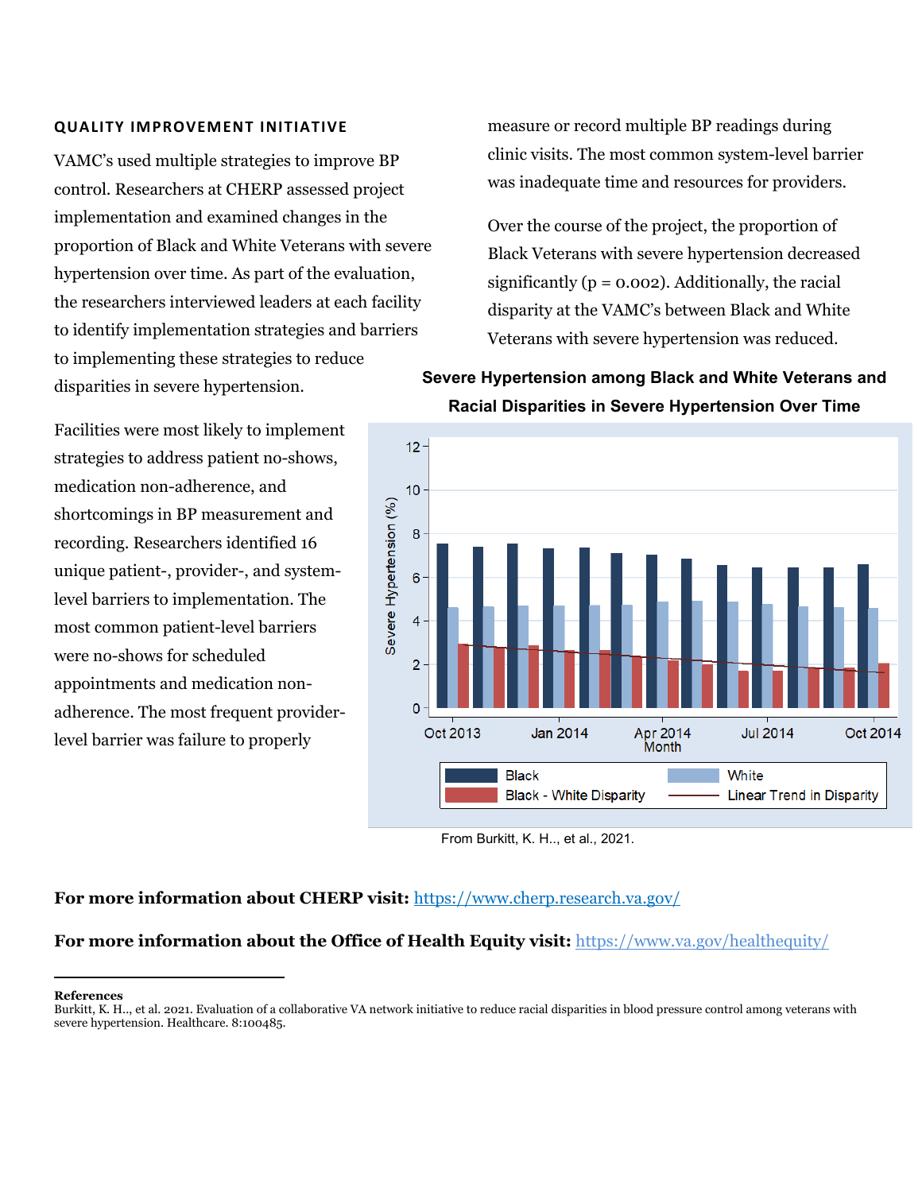## QUALITY IMPROVEMENT INITIATIVE

VAMC's used multiple strategies to improve BP control. Researchers at CHERP assessed project implementation and examined changes in the proportion of Black and White Veterans with severe hypertension over time. As part of the evaluation, the researchers interviewed leaders at each facility to identify implementation strategies and barriers to implementing these strategies to reduce disparities in severe hypertension.

Facilities were most likely to implement strategies to address patient no-shows, medication non-adherence, and shortcomings in BP measurement and recording. Researchers identified 16 unique patient-, provider-, and system-level barriers to implementation. The most common patient-level barriers were no-shows for scheduled appointments and medication non-adherence. The most frequent provider-level barrier was failure to properly measure or record multiple BP readings during clinic visits. The most common system-level barrier was inadequate time and resources for providers.

Over the course of the project, the proportion of Black Veterans with severe hypertension decreased significantly ($p = 0.002$). Additionally, the racial disparity at the VAMC's between Black and White Veterans with severe hypertension was reduced.

**Severe Hypertension among Black and White Veterans and Racial Disparities in Severe Hypertension Over Time**

Severe Hypertension (%)

12
10
8
6
4
2
0

Oct 2013
Jan 2014
Apr 2014
Jul 2014
Oct 2014

Month

Black
White
Black - White Disparity
Linear Trend in Disparity

From Burkitt, K. H.., et al., 2021.

**For more information about CHERP visit:** [https://www.cherp.research.va.gov/](https://www.cherp.research.va.gov/)

**For more information about the Office of Health Equity visit:** [https://www.va.gov/healthequity/](https://www.va.gov/healthequity/)

**References**

Burkitt, K. H.., et al. 2021. Evaluation of a collaborative VA network initiative to reduce racial disparities in blood pressure control among veterans with severe hypertension. Healthcare. 8:100485.